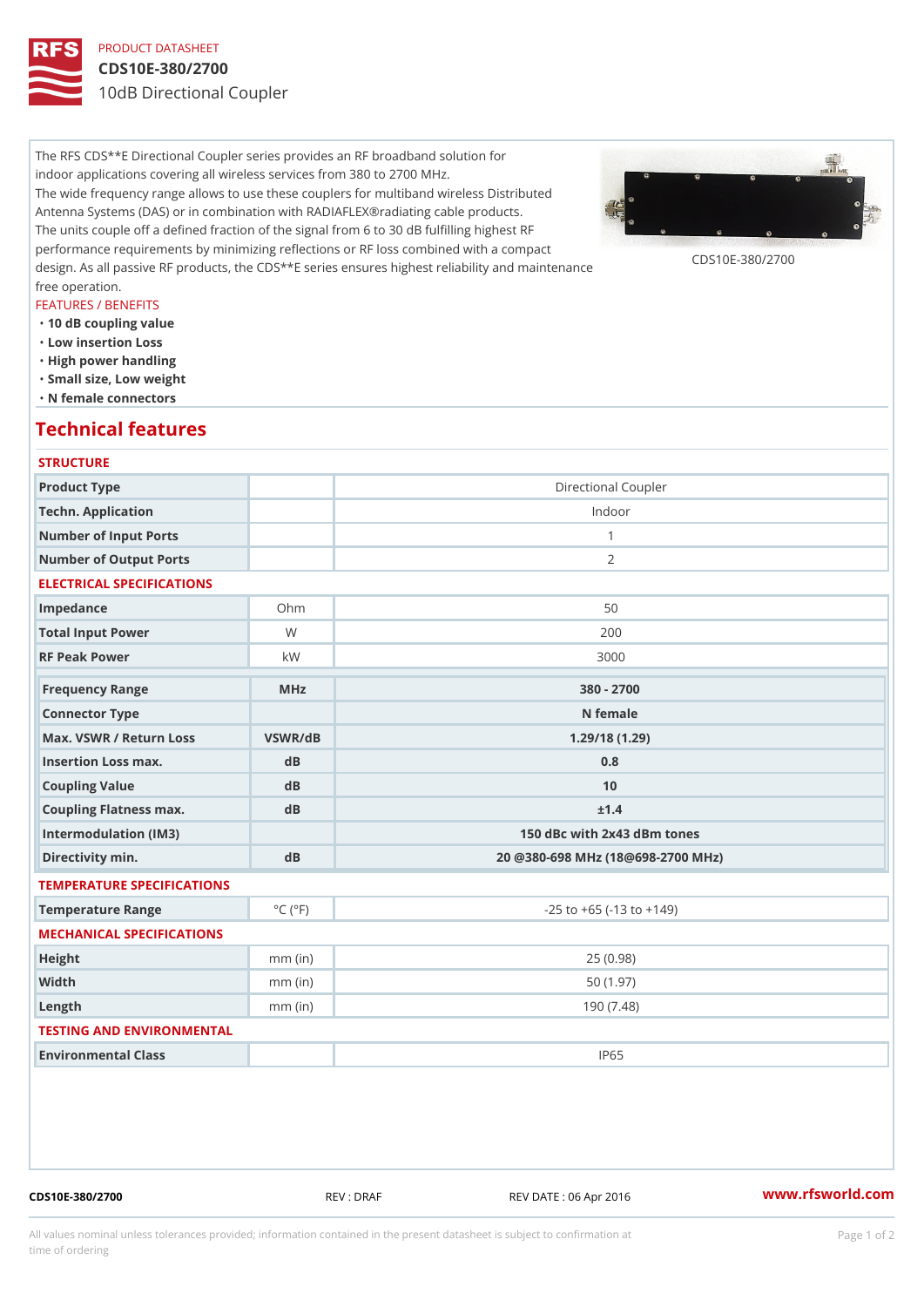PRODUCT DATASHEET

# CDS10E-380/2700

10dB Directional Coupler

The RFS CDS**E Directional Coupler series provides an RF broadband solution for indoor applications covering all wireless services from 380 to 2700 MHz.
The wide frequency range allows to use these couplers for multiband wireless Distributed Antenna Systems (DAS) or in combination with RADIAFLEX®radiating cable products.
The units couple off a defined fraction of the signal from 6 to 30 dB fulfilling highest RF performance requirements by minimizing reflections or RF loss combined with a compact design. As all passive RF products, the CDS**E series ensures highest reliability and maintenance free operation.

CDS10E-380/2700

FEATURES / BENEFITS

- 10 dB coupling value
- Low insertion Loss
- High power handling
- Small size, Low weight
- N female connectors

## Technical features

### STRUCTURE

| | | |
|---|---|---|
| Product Type | | Directional Coupler |
| Techn. Application | | Indoor |
| Number of Input Ports | | 1 |
| Number of Output Ports | | 2 |

### ELECTRICAL SPECIFICATIONS

| | | |
|---|---|---|
| Impedance | Ohm | 50 |
| Total Input Power | W | 200 |
| RF Peak Power | kW | 3000 |
| **Frequency Range** | **MHz** | **380 - 2700** |
| **Connector Type** | | **N female** |
| **Max. VSWR / Return Loss** | **VSWR/dB** | **1.29/18 (1.29)** |
| **Insertion Loss max.** | **dB** | **0.8** |
| **Coupling Value** | **dB** | **10** |
| **Coupling Flatness max.** | **dB** | **±1.4** |
| **Intermodulation (IM3)** | | **150 dBc with 2x43 dBm tones** |
| **Directivity min.** | **dB** | **20 @380-698 MHz (18@698-2700 MHz)** |

### TEMPERATURE SPECIFICATIONS

| | | |
|---|---|---|
| Temperature Range | °C (°F) | -25 to +65 (-13 to +149) |

### MECHANICAL SPECIFICATIONS

| | | |
|---|---|---|
| Height | mm (in) | 25 (0.98) |
| Width | mm (in) | 50 (1.97) |
| Length | mm (in) | 190 (7.48) |

### TESTING AND ENVIRONMENTAL

| | | |
|---|---|---|
| Environmental Class | | IP65 |

CDS10E-380/2700 REV : DRAF REV DATE : 06 Apr 2016 www.rfsworld.com

All values nominal unless tolerances provided; information contained in the present datasheet is subject to confirmation at time of ordering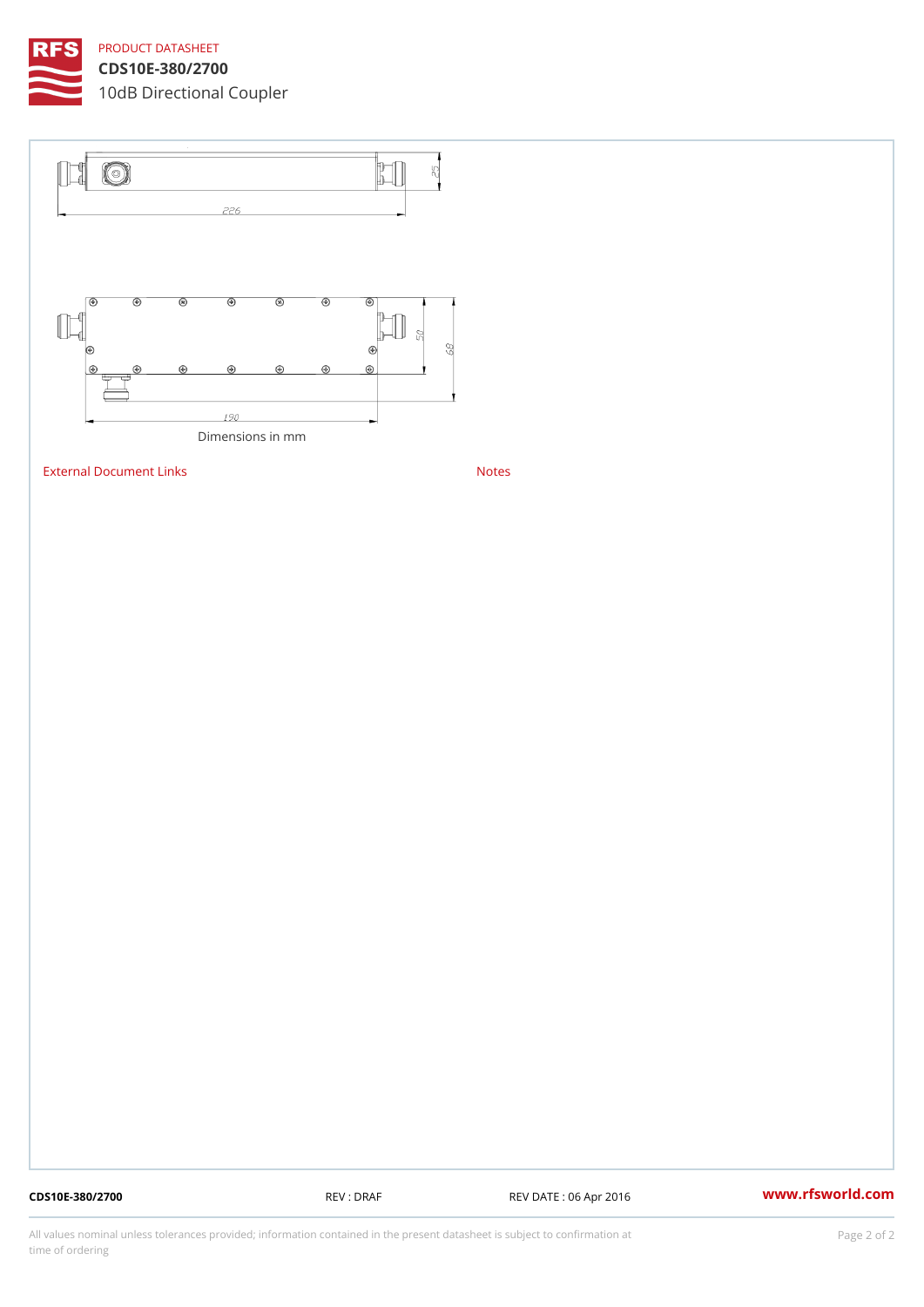PRODUCT DATASHEET

# CDS10E-380/2700

10dB Directional Coupler

226

25

50

68

190

Dimensions in mm

External Document Links

Notes

CDS10E-380/2700 REV : DRAF REV DATE : 06 Apr 2016 www.rfsworld.com

All values nominal unless tolerances provided; information contained in the present datasheet is subject to confirmation at time of ordering